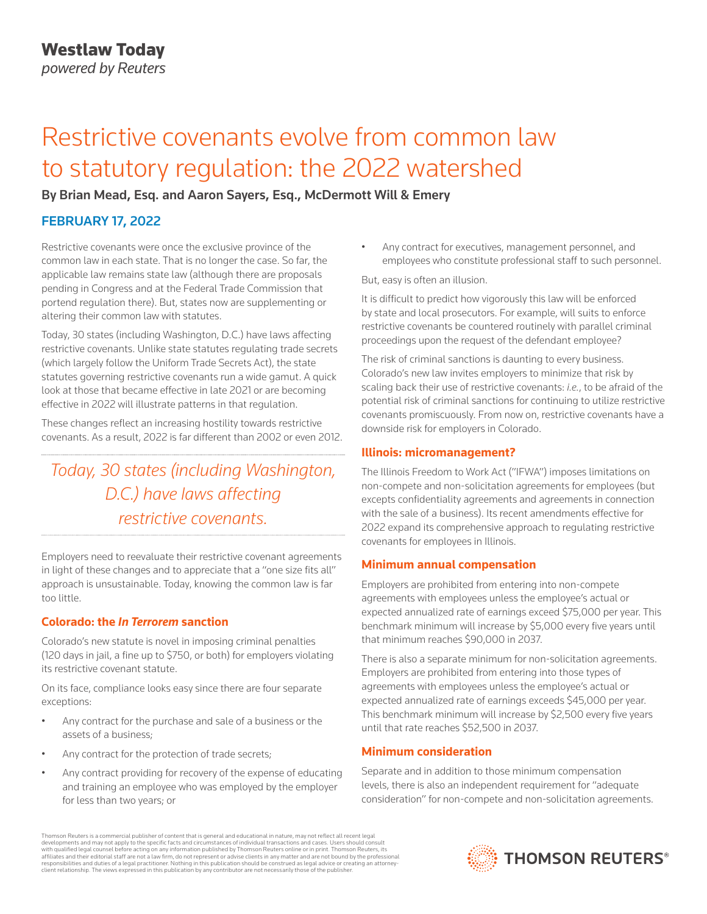**Westlaw Today**
*powered by Reuters*

# Restrictive covenants evolve from common law to statutory regulation: the 2022 watershed

**By Brian Mead, Esq. and Aaron Sayers, Esq., McDermott Will & Emery**

**FEBRUARY 17, 2022**

Restrictive covenants were once the exclusive province of the common law in each state. That is no longer the case. So far, the applicable law remains state law (although there are proposals pending in Congress and at the Federal Trade Commission that portend regulation there). But, states now are supplementing or altering their common law with statutes.

Today, 30 states (including Washington, D.C.) have laws affecting restrictive covenants. Unlike state statutes regulating trade secrets (which largely follow the Uniform Trade Secrets Act), the state statutes governing restrictive covenants run a wide gamut. A quick look at those that became effective in late 2021 or are becoming effective in 2022 will illustrate patterns in that regulation.

These changes reflect an increasing hostility towards restrictive covenants. As a result, 2022 is far different than 2002 or even 2012.

> *Today, 30 states (including Washington, D.C.) have laws affecting restrictive covenants.*

Employers need to reevaluate their restrictive covenant agreements in light of these changes and to appreciate that a "one size fits all" approach is unsustainable. Today, knowing the common law is far too little.

## Colorado: the *In Terrorem* sanction

Colorado's new statute is novel in imposing criminal penalties (120 days in jail, a fine up to $750, or both) for employers violating its restrictive covenant statute.

On its face, compliance looks easy since there are four separate exceptions:

- Any contract for the purchase and sale of a business or the assets of a business;
- Any contract for the protection of trade secrets;
- Any contract providing for recovery of the expense of educating and training an employee who was employed by the employer for less than two years; or
- Any contract for executives, management personnel, and employees who constitute professional staff to such personnel.

But, easy is often an illusion.

It is difficult to predict how vigorously this law will be enforced by state and local prosecutors. For example, will suits to enforce restrictive covenants be countered routinely with parallel criminal proceedings upon the request of the defendant employee?

The risk of criminal sanctions is daunting to every business. Colorado's new law invites employers to minimize that risk by scaling back their use of restrictive covenants: *i.e.*, to be afraid of the potential risk of criminal sanctions for continuing to utilize restrictive covenants promiscuously. From now on, restrictive covenants have a downside risk for employers in Colorado.

## Illinois: micromanagement?

The Illinois Freedom to Work Act ("IFWA") imposes limitations on non-compete and non-solicitation agreements for employees (but excepts confidentiality agreements and agreements in connection with the sale of a business). Its recent amendments effective for 2022 expand its comprehensive approach to regulating restrictive covenants for employees in Illinois.

### Minimum annual compensation

Employers are prohibited from entering into non-compete agreements with employees unless the employee's actual or expected annualized rate of earnings exceed $75,000 per year. This benchmark minimum will increase by $5,000 every five years until that minimum reaches $90,000 in 2037.

There is also a separate minimum for non-solicitation agreements. Employers are prohibited from entering into those types of agreements with employees unless the employee's actual or expected annualized rate of earnings exceeds $45,000 per year. This benchmark minimum will increase by $2,500 every five years until that rate reaches $52,500 in 2037.

### Minimum consideration

Separate and in addition to those minimum compensation levels, there is also an independent requirement for "adequate consideration" for non-compete and non-solicitation agreements.

Thomson Reuters is a commercial publisher of content that is general and educational in nature, may not reflect all recent legal developments and may not apply to the specific facts and circumstances of individual transactions and cases. Users should consult with qualified legal counsel before acting on any information published by Thomson Reuters online or in print. Thomson Reuters, its affiliates and their editorial staff are not a law firm, do not represent or advise clients in any matter and are not bound by the professional responsibilities and duties of a legal practitioner. Nothing in this publication should be construed as legal advice or creating an attorney-client relationship. The views expressed in this publication by any contributor are not necessarily those of the publisher.

THOMSON REUTERS®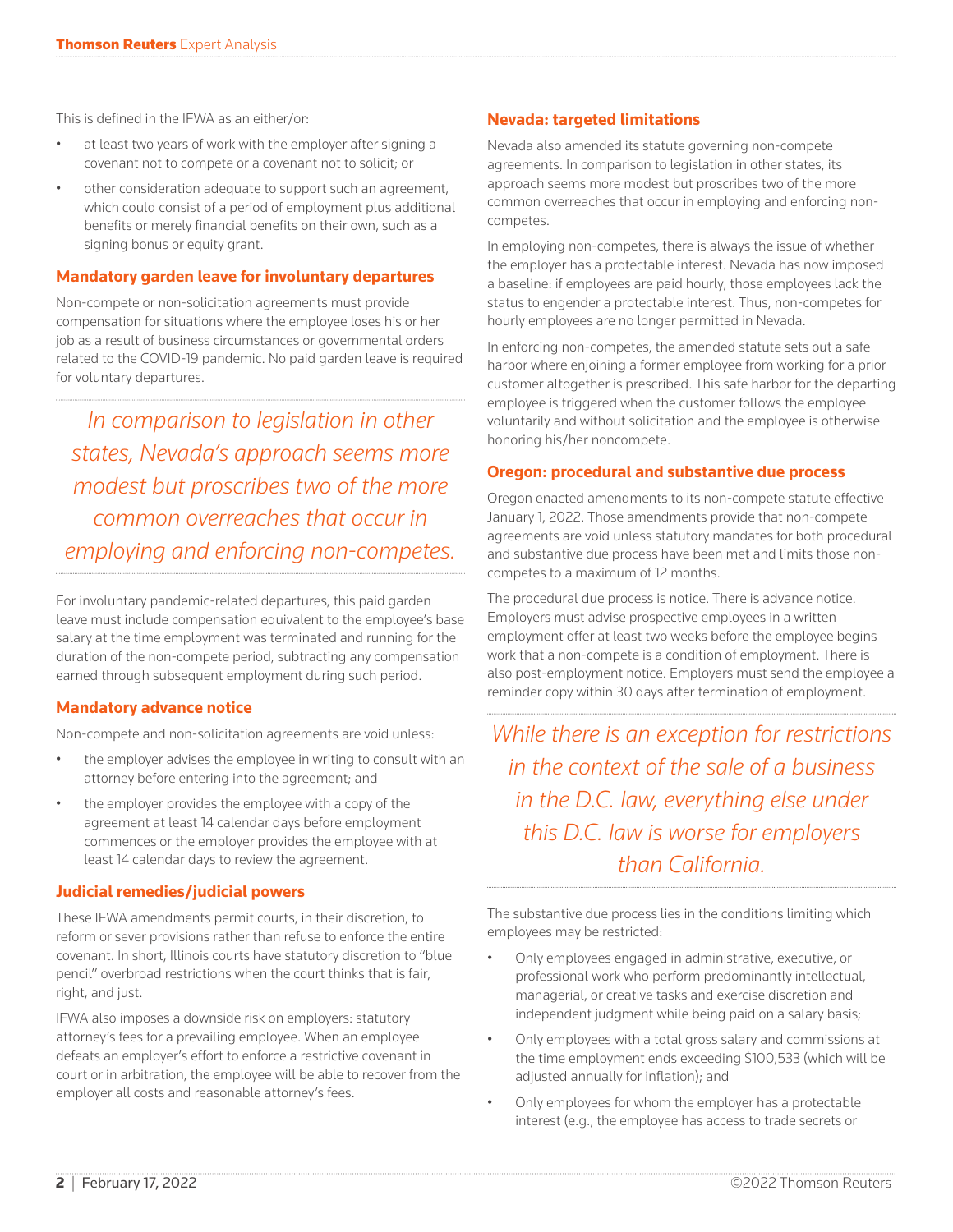This is defined in the IFWA as an either/or:

- at least two years of work with the employer after signing a covenant not to compete or a covenant not to solicit; or
- other consideration adequate to support such an agreement, which could consist of a period of employment plus additional benefits or merely financial benefits on their own, such as a signing bonus or equity grant.

### Mandatory garden leave for involuntary departures

Non-compete or non-solicitation agreements must provide compensation for situations where the employee loses his or her job as a result of business circumstances or governmental orders related to the COVID-19 pandemic. No paid garden leave is required for voluntary departures.

*In comparison to legislation in other states, Nevada's approach seems more modest but proscribes two of the more common overreaches that occur in employing and enforcing non-competes.*

For involuntary pandemic-related departures, this paid garden leave must include compensation equivalent to the employee's base salary at the time employment was terminated and running for the duration of the non-compete period, subtracting any compensation earned through subsequent employment during such period.

### Mandatory advance notice

Non-compete and non-solicitation agreements are void unless:

- the employer advises the employee in writing to consult with an attorney before entering into the agreement; and
- the employer provides the employee with a copy of the agreement at least 14 calendar days before employment commences or the employer provides the employee with at least 14 calendar days to review the agreement.

### Judicial remedies/judicial powers

These IFWA amendments permit courts, in their discretion, to reform or sever provisions rather than refuse to enforce the entire covenant. In short, Illinois courts have statutory discretion to "blue pencil" overbroad restrictions when the court thinks that is fair, right, and just.

IFWA also imposes a downside risk on employers: statutory attorney's fees for a prevailing employee. When an employee defeats an employer's effort to enforce a restrictive covenant in court or in arbitration, the employee will be able to recover from the employer all costs and reasonable attorney's fees.

### Nevada: targeted limitations

Nevada also amended its statute governing non-compete agreements. In comparison to legislation in other states, its approach seems more modest but proscribes two of the more common overreaches that occur in employing and enforcing non-competes.

In employing non-competes, there is always the issue of whether the employer has a protectable interest. Nevada has now imposed a baseline: if employees are paid hourly, those employees lack the status to engender a protectable interest. Thus, non-competes for hourly employees are no longer permitted in Nevada.

In enforcing non-competes, the amended statute sets out a safe harbor where enjoining a former employee from working for a prior customer altogether is prescribed. This safe harbor for the departing employee is triggered when the customer follows the employee voluntarily and without solicitation and the employee is otherwise honoring his/her noncompete.

### Oregon: procedural and substantive due process

Oregon enacted amendments to its non-compete statute effective January 1, 2022. Those amendments provide that non-compete agreements are void unless statutory mandates for both procedural and substantive due process have been met and limits those non-competes to a maximum of 12 months.

The procedural due process is notice. There is advance notice. Employers must advise prospective employees in a written employment offer at least two weeks before the employee begins work that a non-compete is a condition of employment. There is also post-employment notice. Employers must send the employee a reminder copy within 30 days after termination of employment.

*While there is an exception for restrictions in the context of the sale of a business in the D.C. law, everything else under this D.C. law is worse for employers than California.*

The substantive due process lies in the conditions limiting which employees may be restricted:

- Only employees engaged in administrative, executive, or professional work who perform predominantly intellectual, managerial, or creative tasks and exercise discretion and independent judgment while being paid on a salary basis;
- Only employees with a total gross salary and commissions at the time employment ends exceeding $100,533 (which will be adjusted annually for inflation); and
- Only employees for whom the employer has a protectable interest (e.g., the employee has access to trade secrets or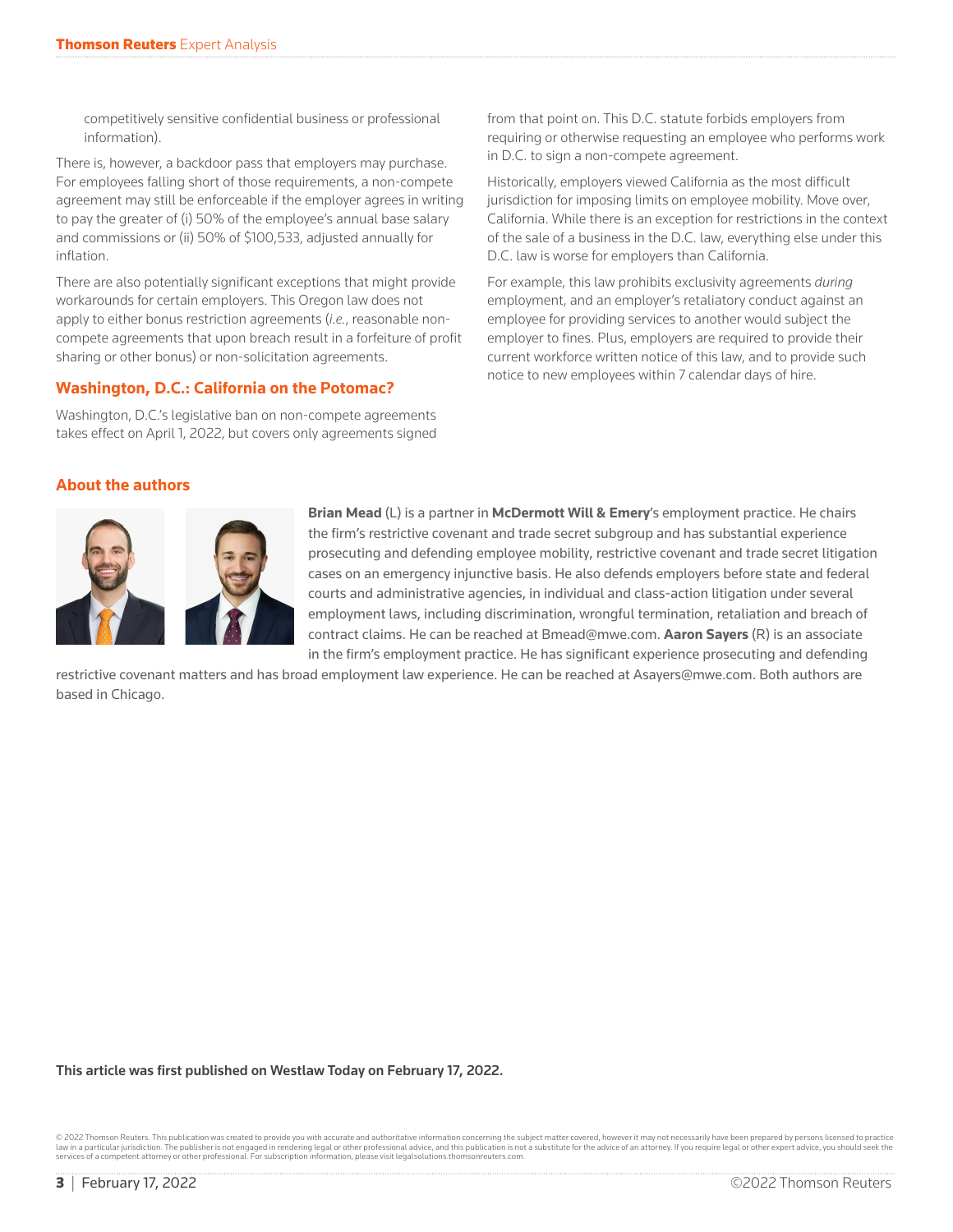competitively sensitive confidential business or professional information).

There is, however, a backdoor pass that employers may purchase. For employees falling short of those requirements, a non-compete agreement may still be enforceable if the employer agrees in writing to pay the greater of (i) 50% of the employee's annual base salary and commissions or (ii) 50% of $100,533, adjusted annually for inflation.

There are also potentially significant exceptions that might provide workarounds for certain employers. This Oregon law does not apply to either bonus restriction agreements (*i.e.*, reasonable non-compete agreements that upon breach result in a forfeiture of profit sharing or other bonus) or non-solicitation agreements.

## Washington, D.C.: California on the Potomac?

Washington, D.C.'s legislative ban on non-compete agreements takes effect on April 1, 2022, but covers only agreements signed from that point on. This D.C. statute forbids employers from requiring or otherwise requesting an employee who performs work in D.C. to sign a non-compete agreement.

Historically, employers viewed California as the most difficult jurisdiction for imposing limits on employee mobility. Move over, California. While there is an exception for restrictions in the context of the sale of a business in the D.C. law, everything else under this D.C. law is worse for employers than California.

For example, this law prohibits exclusivity agreements *during* employment, and an employer's retaliatory conduct against an employee for providing services to another would subject the employer to fines. Plus, employers are required to provide their current workforce written notice of this law, and to provide such notice to new employees within 7 calendar days of hire.

## About the authors

**Brian Mead** (L) is a partner in **McDermott Will & Emery**'s employment practice. He chairs the firm's restrictive covenant and trade secret subgroup and has substantial experience prosecuting and defending employee mobility, restrictive covenant and trade secret litigation cases on an emergency injunctive basis. He also defends employers before state and federal courts and administrative agencies, in individual and class-action litigation under several employment laws, including discrimination, wrongful termination, retaliation and breach of contract claims. He can be reached at Bmead@mwe.com. **Aaron Sayers** (R) is an associate in the firm's employment practice. He has significant experience prosecuting and defending restrictive covenant matters and has broad employment law experience. He can be reached at Asayers@mwe.com. Both authors are based in Chicago.

**This article was first published on Westlaw Today on February 17, 2022.**

© 2022 Thomson Reuters. This publication was created to provide you with accurate and authoritative information concerning the subject matter covered, however it may not necessarily have been prepared by persons licensed to practice law in a particular jurisdiction. The publisher is not engaged in rendering legal or other professional advice, and this publication is not a substitute for the advice of an attorney. If you require legal or other expert advice, you should seek the services of a competent attorney or other professional. For subscription information, please visit legalsolutions.thomsonreuters.com.